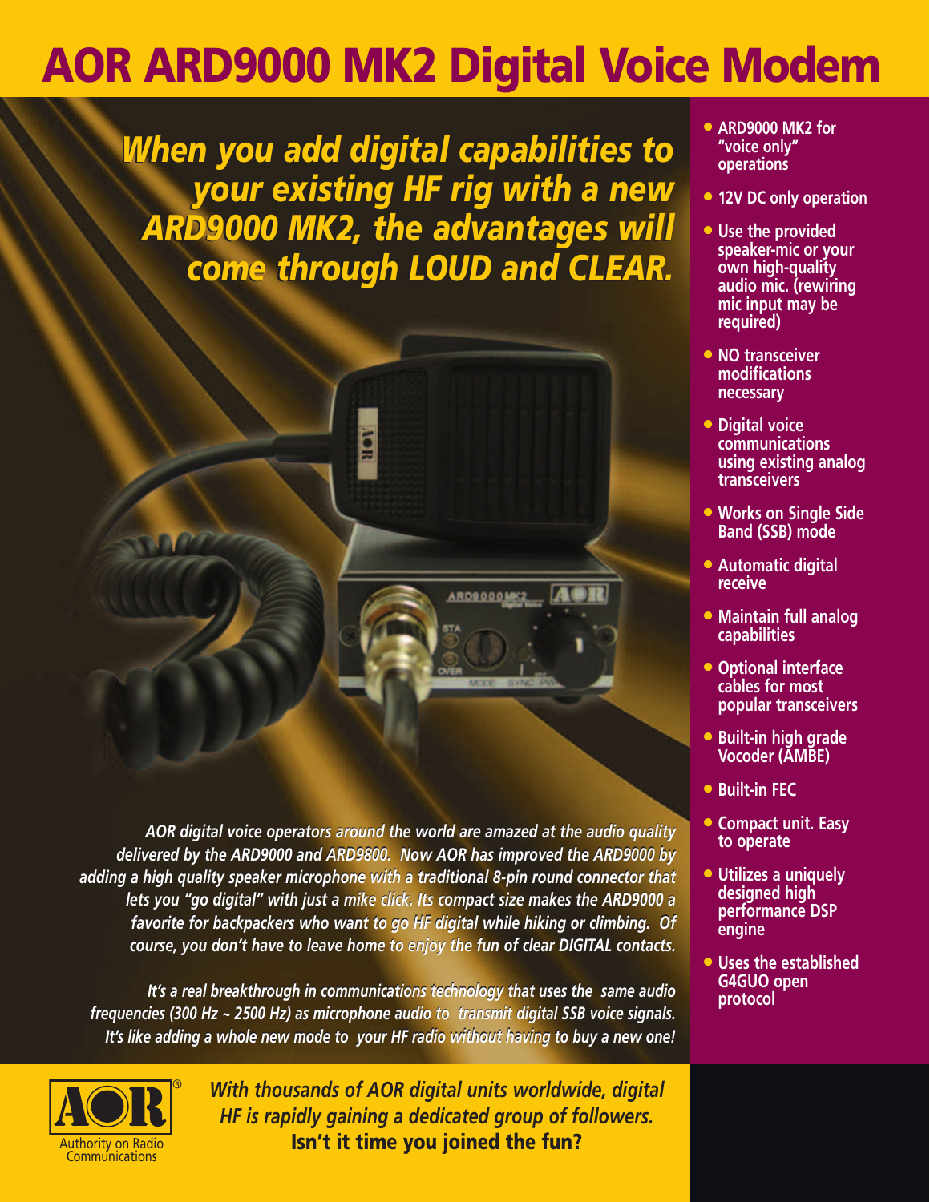# AOR ARD9000 MK2 Digital Voice Modem

*When you add digital capabilities to your existing HF rig with a new ARD9000 MK2, the advantages will come through LOUD and CLEAR.*

- ARD9000 MK2 for "voice only" operations
- 12V DC only operation
- Use the provided speaker-mic or your own high-quality audio mic. (rewiring mic input may be required)
- NO transceiver modifications necessary
- Digital voice communications using existing analog transceivers
- Works on Single Side Band (SSB) mode
- Automatic digital receive
- Maintain full analog capabilities
- Optional interface cables for most popular transceivers
- Built-in high grade Vocoder (AMBE)
- Built-in FEC
- Compact unit. Easy to operate
- Utilizes a uniquely designed high performance DSP engine
- Uses the established G4GUO open protocol

*AOR digital voice operators around the world are amazed at the audio quality delivered by the ARD9000 and ARD9800. Now AOR has improved the ARD9000 by adding a high quality speaker microphone with a traditional 8-pin round connector that lets you "go digital" with just a mike click. Its compact size makes the ARD9000 a favorite for backpackers who want to go HF digital while hiking or climbing. Of course, you don't have to leave home to enjoy the fun of clear DIGITAL contacts.*

*It's a real breakthrough in communications technology that uses the same audio frequencies (300 Hz ~ 2500 Hz) as microphone audio to transmit digital SSB voice signals. It's like adding a whole new mode to your HF radio without having to buy a new one!*

AOR®
Authority on Radio Communications

*With thousands of AOR digital units worldwide, digital HF is rapidly gaining a dedicated group of followers.*
**Isn't it time you joined the fun?**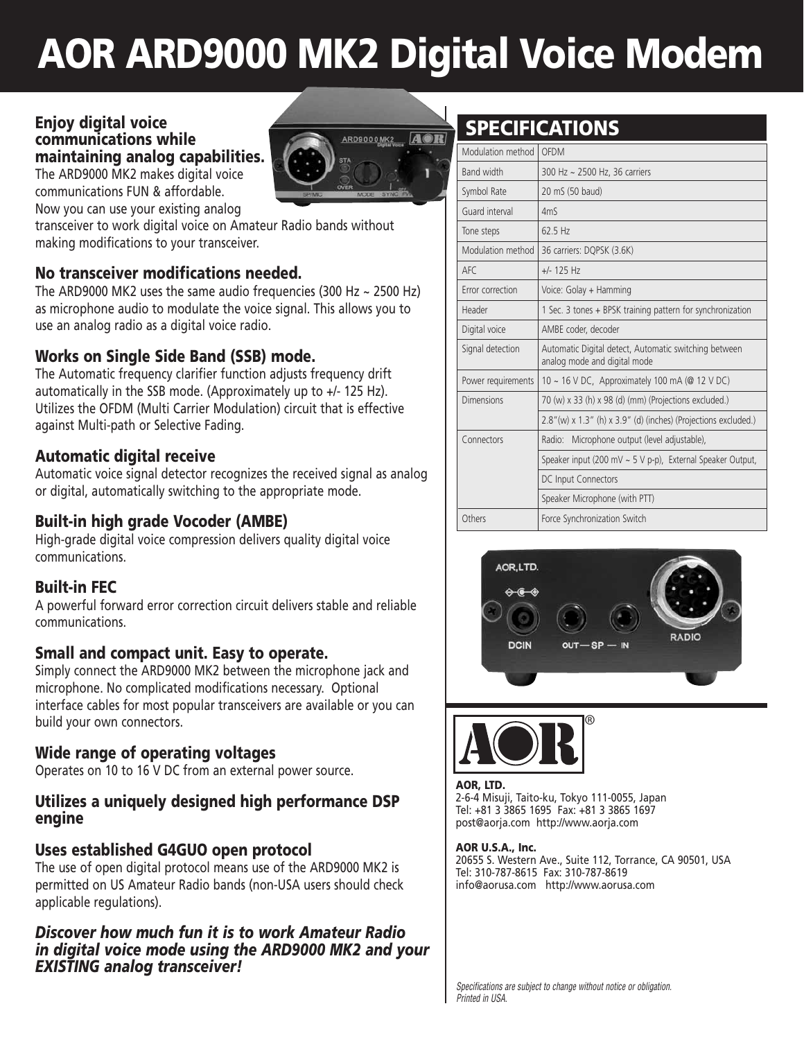# AOR ARD9000 MK2 Digital Voice Modem

### Enjoy digital voice communications while maintaining analog capabilities.

The ARD9000 MK2 makes digital voice communications FUN & affordable. Now you can use your existing analog transceiver to work digital voice on Amateur Radio bands without making modifications to your transceiver.

### No transceiver modifications needed.

The ARD9000 MK2 uses the same audio frequencies (300 Hz ~ 2500 Hz) as microphone audio to modulate the voice signal. This allows you to use an analog radio as a digital voice radio.

### Works on Single Side Band (SSB) mode.

The Automatic frequency clarifier function adjusts frequency drift automatically in the SSB mode. (Approximately up to +/- 125 Hz). Utilizes the OFDM (Multi Carrier Modulation) circuit that is effective against Multi-path or Selective Fading.

### Automatic digital receive

Automatic voice signal detector recognizes the received signal as analog or digital, automatically switching to the appropriate mode.

### Built-in high grade Vocoder (AMBE)

High-grade digital voice compression delivers quality digital voice communications.

### Built-in FEC

A powerful forward error correction circuit delivers stable and reliable communications.

### Small and compact unit. Easy to operate.

Simply connect the ARD9000 MK2 between the microphone jack and microphone. No complicated modifications necessary. Optional interface cables for most popular transceivers are available or you can build your own connectors.

### Wide range of operating voltages

Operates on 10 to 16 V DC from an external power source.

### Utilizes a uniquely designed high performance DSP engine

### Uses established G4GUO open protocol

The use of open digital protocol means use of the ARD9000 MK2 is permitted on US Amateur Radio bands (non-USA users should check applicable regulations).

***Discover how much fun it is to work Amateur Radio in digital voice mode using the ARD9000 MK2 and your EXISTING analog transceiver!***

## SPECIFICATIONS

| | |
|---|---|
| Modulation method | OFDM |
| Band width | 300 Hz ~ 2500 Hz, 36 carriers |
| Symbol Rate | 20 mS (50 baud) |
| Guard interval | 4mS |
| Tone steps | 62.5 Hz |
| Modulation method | 36 carriers: DQPSK (3.6K) |
| AFC | +/- 125 Hz |
| Error correction | Voice: Golay + Hamming |
| Header | 1 Sec. 3 tones + BPSK training pattern for synchronization |
| Digital voice | AMBE coder, decoder |
| Signal detection | Automatic Digital detect, Automatic switching between analog mode and digital mode |
| Power requirements | 10 ~ 16 V DC, Approximately 100 mA (@ 12 V DC) |
| Dimensions | 70 (w) x 33 (h) x 98 (d) (mm) (Projections excluded.) |
| | 2.8"(w) x 1.3" (h) x 3.9" (d) (inches) (Projections excluded.) |
| Connectors | Radio: Microphone output (level adjustable), |
| | Speaker input (200 mV ~ 5 V p-p), External Speaker Output, |
| | DC Input Connectors |
| | Speaker Microphone (with PTT) |
| Others | Force Synchronization Switch |

**AOR, LTD.**
2-6-4 Misuji, Taito-ku, Tokyo 111-0055, Japan
Tel: +81 3 3865 1695 Fax: +81 3 3865 1697
post@aorja.com http://www.aorja.com

**AOR U.S.A., Inc.**
20655 S. Western Ave., Suite 112, Torrance, CA 90501, USA
Tel: 310-787-8615 Fax: 310-787-8619
info@aorusa.com http://www.aorusa.com

*Specifications are subject to change without notice or obligation.*
*Printed in USA.*